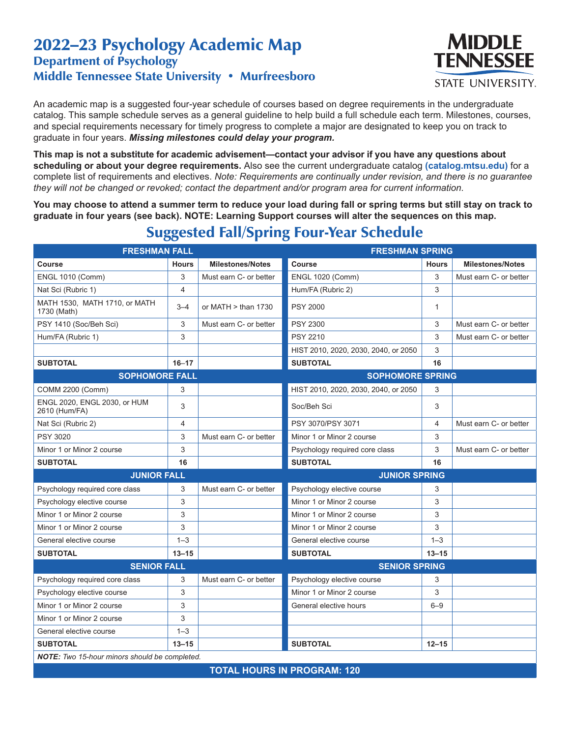# 2022–23 Psychology Academic Map

## Department of Psychology

## Middle Tennessee State University • Murfreesboro

An academic map is a suggested four-year schedule of courses based on degree requirements in the undergraduate catalog. This sample schedule serves as a general guideline to help build a full schedule each term. Milestones, courses, and special requirements necessary for timely progress to complete a major are designated to keep you on track to graduate in four years. ***Missing milestones could delay your program.***

**This map is not a substitute for academic advisement—contact your advisor if you have any questions about scheduling or about your degree requirements.** Also see the current undergraduate catalog **(catalog.mtsu.edu)** for a complete list of requirements and electives. *Note: Requirements are continually under revision, and there is no guarantee they will not be changed or revoked; contact the department and/or program area for current information.*

**You may choose to attend a summer term to reduce your load during fall or spring terms but still stay on track to graduate in four years (see back). NOTE: Learning Support courses will alter the sequences on this map.**

## Suggested Fall/Spring Four-Year Schedule

| **FRESHMAN FALL** | | | **FRESHMAN SPRING** | | |
|---|---|---|---|---|---|
| **Course** | **Hours** | **Milestones/Notes** | **Course** | **Hours** | **Milestones/Notes** |
| ENGL 1010 (Comm) | 3 | Must earn C- or better | ENGL 1020 (Comm) | 3 | Must earn C- or better |
| Nat Sci (Rubric 1) | 4 | | Hum/FA (Rubric 2) | 3 | |
| MATH 1530, MATH 1710, or MATH 1730 (Math) | 3–4 | or MATH > than 1730 | PSY 2000 | 1 | |
| PSY 1410 (Soc/Beh Sci) | 3 | Must earn C- or better | PSY 2300 | 3 | Must earn C- or better |
| Hum/FA (Rubric 1) | 3 | | PSY 2210 | 3 | Must earn C- or better |
| | | | HIST 2010, 2020, 2030, 2040, or 2050 | 3 | |
| **SUBTOTAL** | **16–17** | | **SUBTOTAL** | **16** | |
| **SOPHOMORE FALL** | | | **SOPHOMORE SPRING** | | |
| COMM 2200 (Comm) | 3 | | HIST 2010, 2020, 2030, 2040, or 2050 | 3 | |
| ENGL 2020, ENGL 2030, or HUM 2610 (Hum/FA) | 3 | | Soc/Beh Sci | 3 | |
| Nat Sci (Rubric 2) | 4 | | PSY 3070/PSY 3071 | 4 | Must earn C- or better |
| PSY 3020 | 3 | Must earn C- or better | Minor 1 or Minor 2 course | 3 | |
| Minor 1 or Minor 2 course | 3 | | Psychology required core class | 3 | Must earn C- or better |
| **SUBTOTAL** | **16** | | **SUBTOTAL** | **16** | |
| **JUNIOR FALL** | | | **JUNIOR SPRING** | | |
| Psychology required core class | 3 | Must earn C- or better | Psychology elective course | 3 | |
| Psychology elective course | 3 | | Minor 1 or Minor 2 course | 3 | |
| Minor 1 or Minor 2 course | 3 | | Minor 1 or Minor 2 course | 3 | |
| Minor 1 or Minor 2 course | 3 | | Minor 1 or Minor 2 course | 3 | |
| General elective course | 1–3 | | General elective course | 1–3 | |
| **SUBTOTAL** | **13–15** | | **SUBTOTAL** | **13–15** | |
| **SENIOR FALL** | | | **SENIOR SPRING** | | |
| Psychology required core class | 3 | Must earn C- or better | Psychology elective course | 3 | |
| Psychology elective course | 3 | | Minor 1 or Minor 2 course | 3 | |
| Minor 1 or Minor 2 course | 3 | | General elective hours | 6–9 | |
| Minor 1 or Minor 2 course | 3 | | | | |
| General elective course | 1–3 | | | | |
| **SUBTOTAL** | **13–15** | | **SUBTOTAL** | **12–15** | |
| ***NOTE:*** *Two 15-hour minors should be completed.* | | | | | |
| **TOTAL HOURS IN PROGRAM: 120** | | | | | |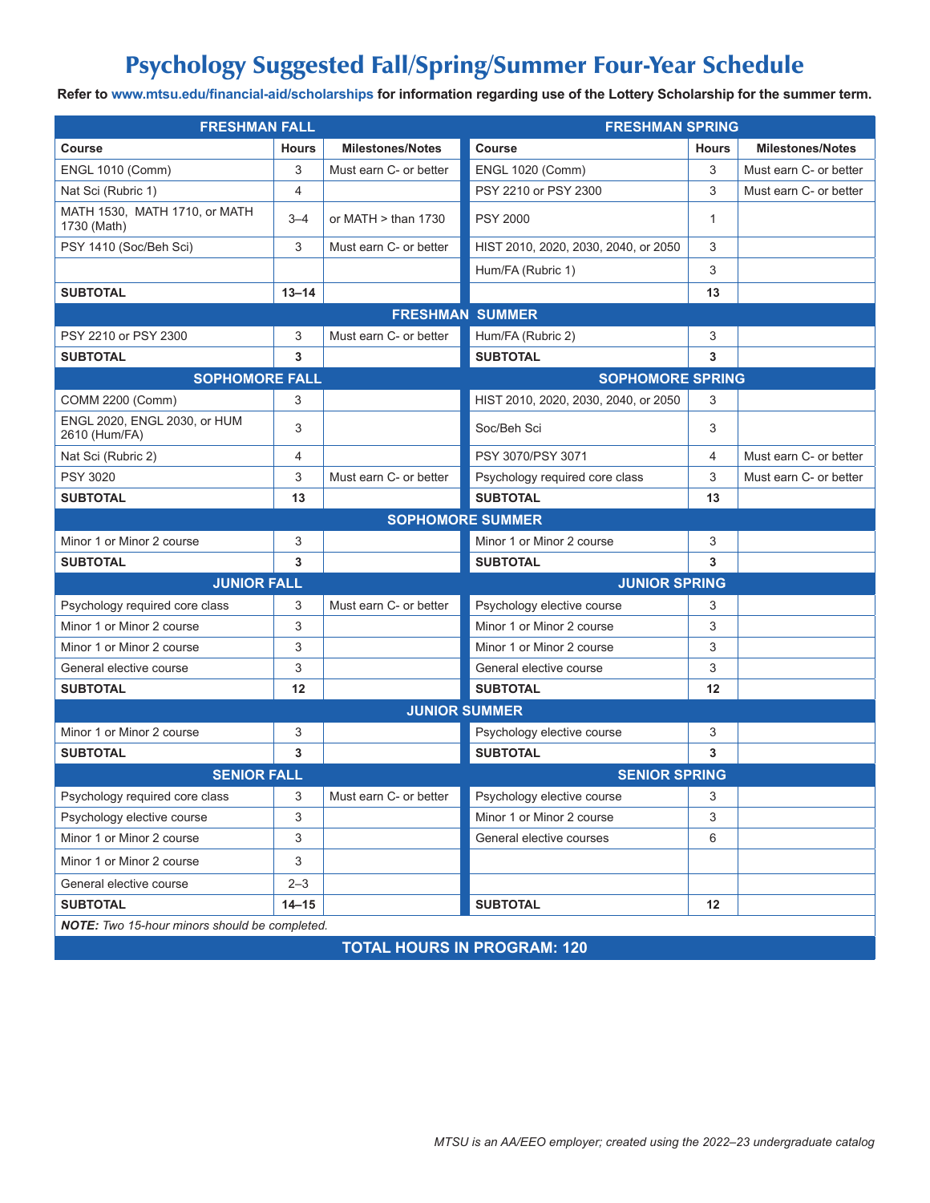# Psychology Suggested Fall/Spring/Summer Four-Year Schedule

**Refer to www.mtsu.edu/financial-aid/scholarships for information regarding use of the Lottery Scholarship for the summer term.**

| FRESHMAN FALL | | | FRESHMAN SPRING | | |
|---|---|---|---|---|---|
| **Course** | **Hours** | **Milestones/Notes** | **Course** | **Hours** | **Milestones/Notes** |
| ENGL 1010 (Comm) | 3 | Must earn C- or better | ENGL 1020 (Comm) | 3 | Must earn C- or better |
| Nat Sci (Rubric 1) | 4 | | PSY 2210 or PSY 2300 | 3 | Must earn C- or better |
| MATH 1530, MATH 1710, or MATH 1730 (Math) | 3–4 | or MATH > than 1730 | PSY 2000 | 1 | |
| PSY 1410 (Soc/Beh Sci) | 3 | Must earn C- or better | HIST 2010, 2020, 2030, 2040, or 2050 | 3 | |
| | | | Hum/FA (Rubric 1) | 3 | |
| **SUBTOTAL** | **13–14** | | | **13** | |
| **FRESHMAN SUMMER** | | | | | |
| PSY 2210 or PSY 2300 | 3 | Must earn C- or better | Hum/FA (Rubric 2) | 3 | |
| **SUBTOTAL** | **3** | | **SUBTOTAL** | **3** | |
| **SOPHOMORE FALL** | | | **SOPHOMORE SPRING** | | |
| COMM 2200 (Comm) | 3 | | HIST 2010, 2020, 2030, 2040, or 2050 | 3 | |
| ENGL 2020, ENGL 2030, or HUM 2610 (Hum/FA) | 3 | | Soc/Beh Sci | 3 | |
| Nat Sci (Rubric 2) | 4 | | PSY 3070/PSY 3071 | 4 | Must earn C- or better |
| PSY 3020 | 3 | Must earn C- or better | Psychology required core class | 3 | Must earn C- or better |
| **SUBTOTAL** | **13** | | **SUBTOTAL** | **13** | |
| **SOPHOMORE SUMMER** | | | | | |
| Minor 1 or Minor 2 course | 3 | | Minor 1 or Minor 2 course | 3 | |
| **SUBTOTAL** | **3** | | **SUBTOTAL** | **3** | |
| **JUNIOR FALL** | | | **JUNIOR SPRING** | | |
| Psychology required core class | 3 | Must earn C- or better | Psychology elective course | 3 | |
| Minor 1 or Minor 2 course | 3 | | Minor 1 or Minor 2 course | 3 | |
| Minor 1 or Minor 2 course | 3 | | Minor 1 or Minor 2 course | 3 | |
| General elective course | 3 | | General elective course | 3 | |
| **SUBTOTAL** | **12** | | **SUBTOTAL** | **12** | |
| **JUNIOR SUMMER** | | | | | |
| Minor 1 or Minor 2 course | 3 | | Psychology elective course | 3 | |
| **SUBTOTAL** | **3** | | **SUBTOTAL** | **3** | |
| **SENIOR FALL** | | | **SENIOR SPRING** | | |
| Psychology required core class | 3 | Must earn C- or better | Psychology elective course | 3 | |
| Psychology elective course | 3 | | Minor 1 or Minor 2 course | 3 | |
| Minor 1 or Minor 2 course | 3 | | General elective courses | 6 | |
| Minor 1 or Minor 2 course | 3 | | | | |
| General elective course | 2–3 | | | | |
| **SUBTOTAL** | **14–15** | | **SUBTOTAL** | **12** | |

***NOTE:*** *Two 15-hour minors should be completed.*

**TOTAL HOURS IN PROGRAM: 120**

*MTSU is an AA/EEO employer; created using the 2022–23 undergraduate catalog*